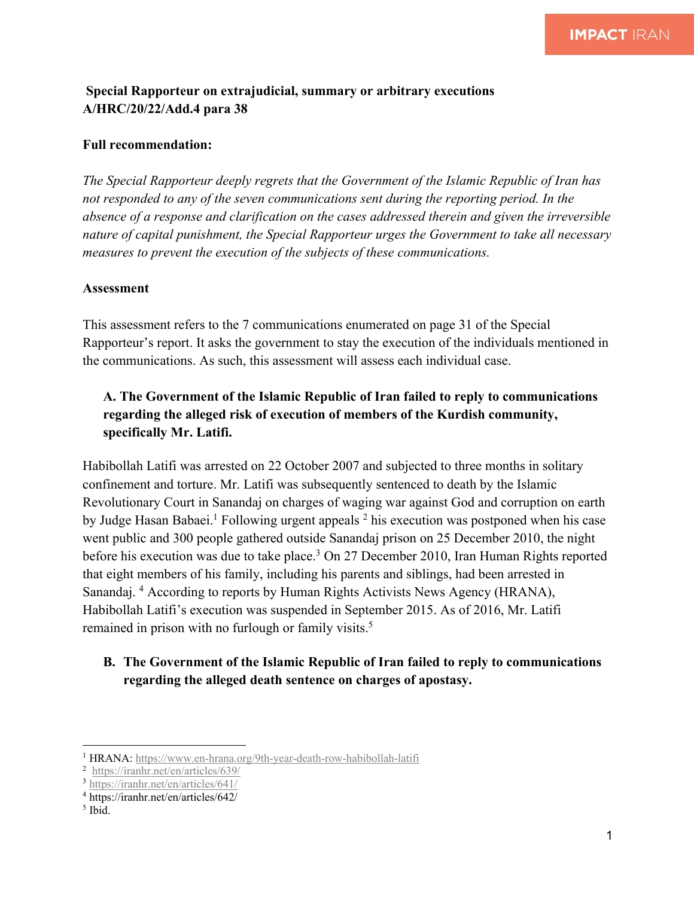**Special Rapporteur on extrajudicial, summary or arbitrary executions A/HRC/20/22/Add.4 para 38**

**Full recommendation:**

*The Special Rapporteur deeply regrets that the Government of the Islamic Republic of Iran has not responded to any of the seven communications sent during the reporting period. In the absence of a response and clarification on the cases addressed therein and given the irreversible nature of capital punishment, the Special Rapporteur urges the Government to take all necessary measures to prevent the execution of the subjects of these communications.*

**Assessment**

This assessment refers to the 7 communications enumerated on page 31 of the Special Rapporteur's report. It asks the government to stay the execution of the individuals mentioned in the communications. As such, this assessment will assess each individual case.

**A. The Government of the Islamic Republic of Iran failed to reply to communications regarding the alleged risk of execution of members of the Kurdish community, specifically Mr. Latifi.**

Habibollah Latifi was arrested on 22 October 2007 and subjected to three months in solitary confinement and torture. Mr. Latifi was subsequently sentenced to death by the Islamic Revolutionary Court in Sanandaj on charges of waging war against God and corruption on earth by Judge Hasan Babaei.[1] Following urgent appeals [2] his execution was postponed when his case went public and 300 people gathered outside Sanandaj prison on 25 December 2010, the night before his execution was due to take place.[3] On 27 December 2010, Iran Human Rights reported that eight members of his family, including his parents and siblings, had been arrested in Sanandaj. [4] According to reports by Human Rights Activists News Agency (HRANA), Habibollah Latifi's execution was suspended in September 2015. As of 2016, Mr. Latifi remained in prison with no furlough or family visits.[5]

**B. The Government of the Islamic Republic of Iran failed to reply to communications regarding the alleged death sentence on charges of apostasy.**

---

[1] HRANA: https://www.en-hrana.org/9th-year-death-row-habibollah-latifi

[2] https://iranhr.net/en/articles/639/

[3] https://iranhr.net/en/articles/641/

[4] https://iranhr.net/en/articles/642/

[5] Ibid.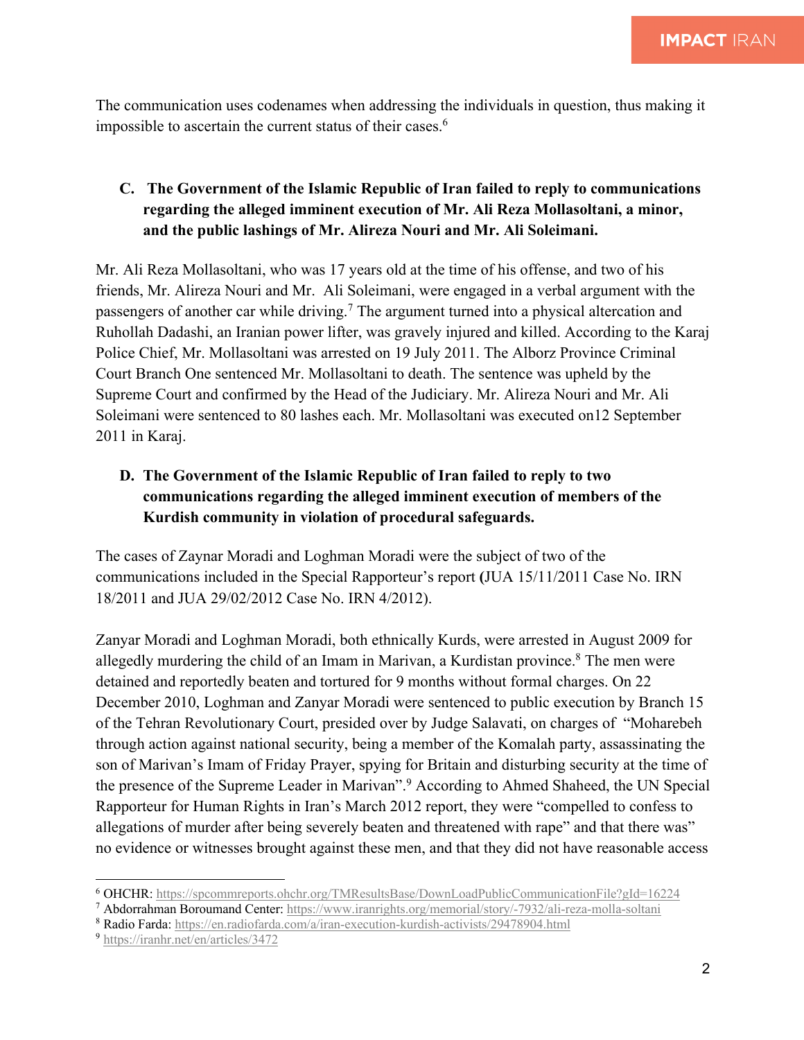The communication uses codenames when addressing the individuals in question, thus making it impossible to ascertain the current status of their cases.[6]

**C. The Government of the Islamic Republic of Iran failed to reply to communications regarding the alleged imminent execution of Mr. Ali Reza Mollasoltani, a minor, and the public lashings of Mr. Alireza Nouri and Mr. Ali Soleimani.**

Mr. Ali Reza Mollasoltani, who was 17 years old at the time of his offense, and two of his friends, Mr. Alireza Nouri and Mr. Ali Soleimani, were engaged in a verbal argument with the passengers of another car while driving.[7] The argument turned into a physical altercation and Ruhollah Dadashi, an Iranian power lifter, was gravely injured and killed. According to the Karaj Police Chief, Mr. Mollasoltani was arrested on 19 July 2011. The Alborz Province Criminal Court Branch One sentenced Mr. Mollasoltani to death. The sentence was upheld by the Supreme Court and confirmed by the Head of the Judiciary. Mr. Alireza Nouri and Mr. Ali Soleimani were sentenced to 80 lashes each. Mr. Mollasoltani was executed on12 September 2011 in Karaj.

**D. The Government of the Islamic Republic of Iran failed to reply to two communications regarding the alleged imminent execution of members of the Kurdish community in violation of procedural safeguards.**

The cases of Zaynar Moradi and Loghman Moradi were the subject of two of the communications included in the Special Rapporteur's report **(**JUA 15/11/2011 Case No. IRN 18/2011 and JUA 29/02/2012 Case No. IRN 4/2012).

Zanyar Moradi and Loghman Moradi, both ethnically Kurds, were arrested in August 2009 for allegedly murdering the child of an Imam in Marivan, a Kurdistan province.[8] The men were detained and reportedly beaten and tortured for 9 months without formal charges. On 22 December 2010, Loghman and Zanyar Moradi were sentenced to public execution by Branch 15 of the Tehran Revolutionary Court, presided over by Judge Salavati, on charges of "Moharebeh through action against national security, being a member of the Komalah party, assassinating the son of Marivan's Imam of Friday Prayer, spying for Britain and disturbing security at the time of the presence of the Supreme Leader in Marivan".[9] According to Ahmed Shaheed, the UN Special Rapporteur for Human Rights in Iran's March 2012 report, they were "compelled to confess to allegations of murder after being severely beaten and threatened with rape" and that there was" no evidence or witnesses brought against these men, and that they did not have reasonable access

---

[6] OHCHR: https://spcommreports.ohchr.org/TMResultsBase/DownLoadPublicCommunicationFile?gId=16224

[7] Abdorrahman Boroumand Center: https://www.iranrights.org/memorial/story/-7932/ali-reza-molla-soltani

[8] Radio Farda: https://en.radiofarda.com/a/iran-execution-kurdish-activists/29478904.html

[9] https://iranhr.net/en/articles/3472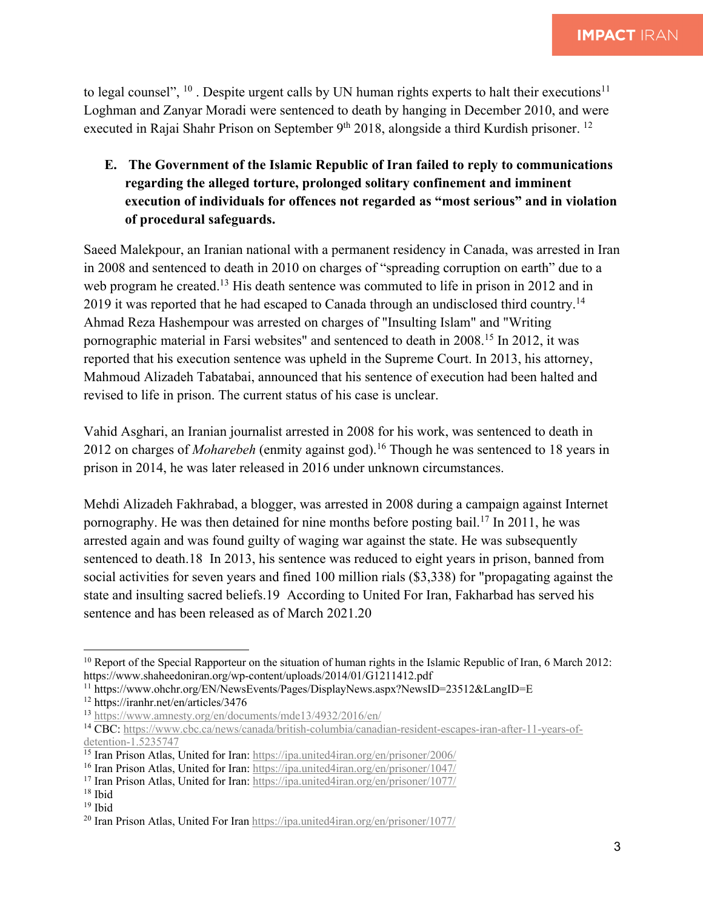to legal counsel", [10] . Despite urgent calls by UN human rights experts to halt their executions[11] Loghman and Zanyar Moradi were sentenced to death by hanging in December 2010, and were executed in Rajai Shahr Prison on September 9th 2018, alongside a third Kurdish prisoner. [12]

**E. The Government of the Islamic Republic of Iran failed to reply to communications regarding the alleged torture, prolonged solitary confinement and imminent execution of individuals for offences not regarded as "most serious" and in violation of procedural safeguards.**

Saeed Malekpour, an Iranian national with a permanent residency in Canada, was arrested in Iran in 2008 and sentenced to death in 2010 on charges of "spreading corruption on earth" due to a web program he created.[13] His death sentence was commuted to life in prison in 2012 and in 2019 it was reported that he had escaped to Canada through an undisclosed third country.[14] Ahmad Reza Hashempour was arrested on charges of "Insulting Islam" and "Writing pornographic material in Farsi websites" and sentenced to death in 2008.[15] In 2012, it was reported that his execution sentence was upheld in the Supreme Court. In 2013, his attorney, Mahmoud Alizadeh Tabatabai, announced that his sentence of execution had been halted and revised to life in prison. The current status of his case is unclear.

Vahid Asghari, an Iranian journalist arrested in 2008 for his work, was sentenced to death in 2012 on charges of *Moharebeh* (enmity against god).[16] Though he was sentenced to 18 years in prison in 2014, he was later released in 2016 under unknown circumstances.

Mehdi Alizadeh Fakhrabad, a blogger, was arrested in 2008 during a campaign against Internet pornography. He was then detained for nine months before posting bail.[17] In 2011, he was arrested again and was found guilty of waging war against the state. He was subsequently sentenced to death.18 In 2013, his sentence was reduced to eight years in prison, banned from social activities for seven years and fined 100 million rials ($3,338) for "propagating against the state and insulting sacred beliefs.19 According to United For Iran, Fakharbad has served his sentence and has been released as of March 2021.20

---

[10] Report of the Special Rapporteur on the situation of human rights in the Islamic Republic of Iran, 6 March 2012: https://www.shaheedoniran.org/wp-content/uploads/2014/01/G1211412.pdf

[11] https://www.ohchr.org/EN/NewsEvents/Pages/DisplayNews.aspx?NewsID=23512&LangID=E

[12] https://iranhr.net/en/articles/3476

[13] https://www.amnesty.org/en/documents/mde13/4932/2016/en/

[14] CBC: https://www.cbc.ca/news/canada/british-columbia/canadian-resident-escapes-iran-after-11-years-of-detention-1.5235747

[15] Iran Prison Atlas, United for Iran: https://ipa.united4iran.org/en/prisoner/2006/

[16] Iran Prison Atlas, United for Iran: https://ipa.united4iran.org/en/prisoner/1047/

[17] Iran Prison Atlas, United for Iran: https://ipa.united4iran.org/en/prisoner/1077/

[18] Ibid

[19] Ibid

[20] Iran Prison Atlas, United For Iran https://ipa.united4iran.org/en/prisoner/1077/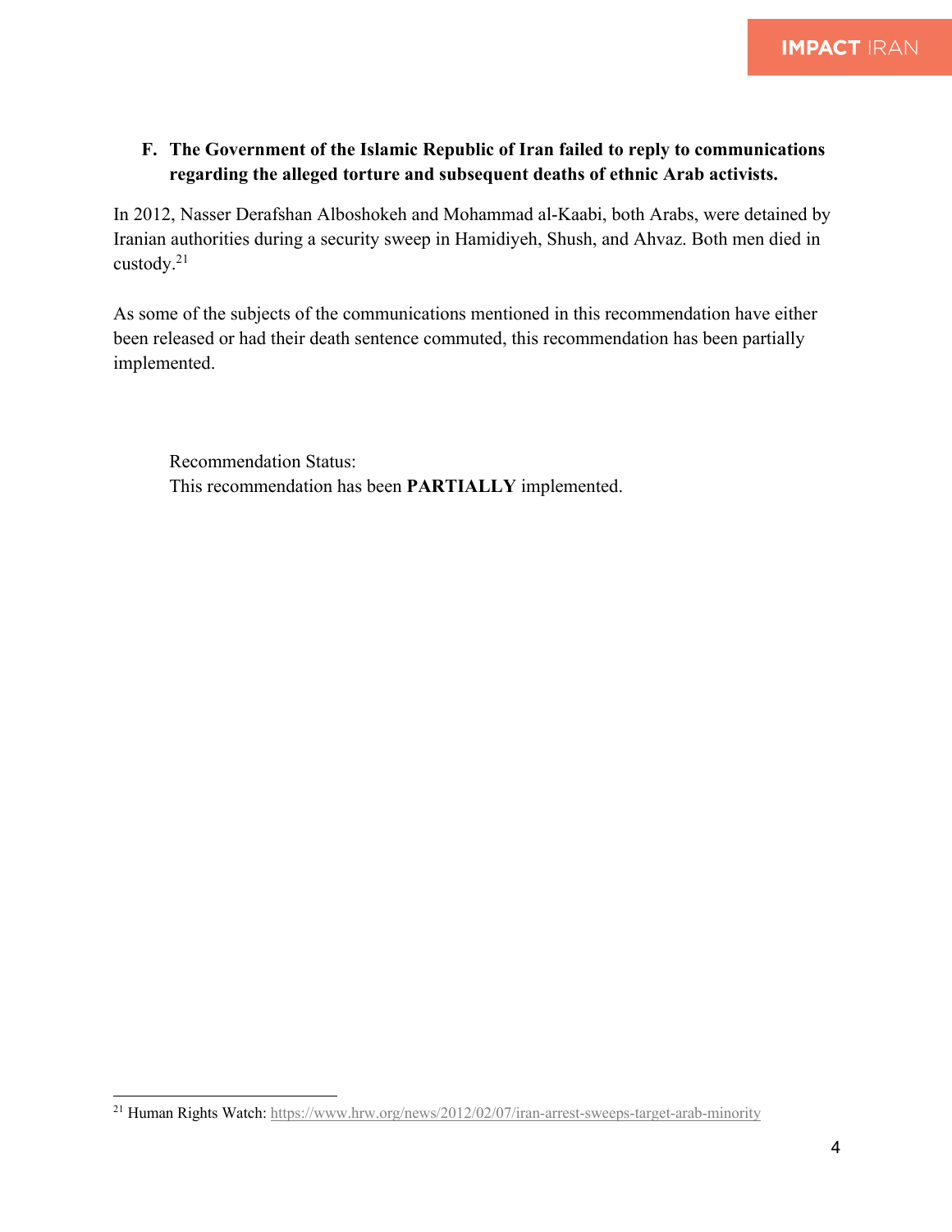### F. The Government of the Islamic Republic of Iran failed to reply to communications regarding the alleged torture and subsequent deaths of ethnic Arab activists.

In 2012, Nasser Derafshan Alboshokeh and Mohammad al-Kaabi, both Arabs, were detained by Iranian authorities during a security sweep in Hamidiyeh, Shush, and Ahvaz. Both men died in custody.[21]

As some of the subjects of the communications mentioned in this recommendation have either been released or had their death sentence commuted, this recommendation has been partially implemented.

> Recommendation Status:
> This recommendation has been **PARTIALLY** implemented.

---

[21] Human Rights Watch: https://www.hrw.org/news/2012/02/07/iran-arrest-sweeps-target-arab-minority